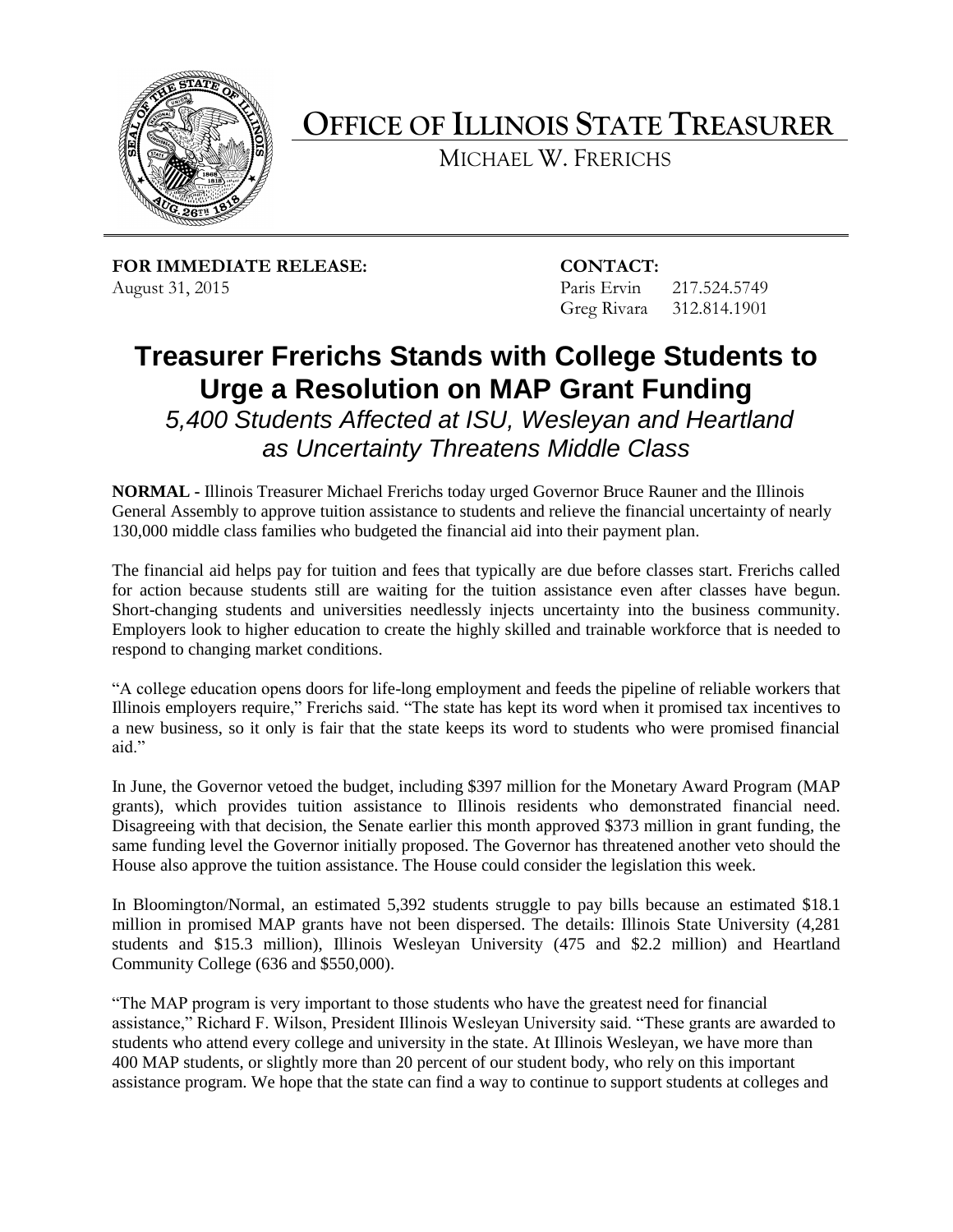# OFFICE OF ILLINOIS STATE TREASURER

MICHAEL W. FRERICHS

**FOR IMMEDIATE RELEASE:**
August 31, 2015

**CONTACT:**
Paris Ervin 217.524.5749
Greg Rivara 312.814.1901

## Treasurer Frerichs Stands with College Students to Urge a Resolution on MAP Grant Funding

*5,400 Students Affected at ISU, Wesleyan and Heartland as Uncertainty Threatens Middle Class*

**NORMAL -** Illinois Treasurer Michael Frerichs today urged Governor Bruce Rauner and the Illinois General Assembly to approve tuition assistance to students and relieve the financial uncertainty of nearly 130,000 middle class families who budgeted the financial aid into their payment plan.

The financial aid helps pay for tuition and fees that typically are due before classes start. Frerichs called for action because students still are waiting for the tuition assistance even after classes have begun. Short-changing students and universities needlessly injects uncertainty into the business community. Employers look to higher education to create the highly skilled and trainable workforce that is needed to respond to changing market conditions.

"A college education opens doors for life-long employment and feeds the pipeline of reliable workers that Illinois employers require," Frerichs said. "The state has kept its word when it promised tax incentives to a new business, so it only is fair that the state keeps its word to students who were promised financial aid."

In June, the Governor vetoed the budget, including $397 million for the Monetary Award Program (MAP grants), which provides tuition assistance to Illinois residents who demonstrated financial need. Disagreeing with that decision, the Senate earlier this month approved $373 million in grant funding, the same funding level the Governor initially proposed. The Governor has threatened another veto should the House also approve the tuition assistance. The House could consider the legislation this week.

In Bloomington/Normal, an estimated 5,392 students struggle to pay bills because an estimated $18.1 million in promised MAP grants have not been dispersed. The details: Illinois State University (4,281 students and $15.3 million), Illinois Wesleyan University (475 and $2.2 million) and Heartland Community College (636 and $550,000).

"The MAP program is very important to those students who have the greatest need for financial assistance," Richard F. Wilson, President Illinois Wesleyan University said. "These grants are awarded to students who attend every college and university in the state. At Illinois Wesleyan, we have more than 400 MAP students, or slightly more than 20 percent of our student body, who rely on this important assistance program. We hope that the state can find a way to continue to support students at colleges and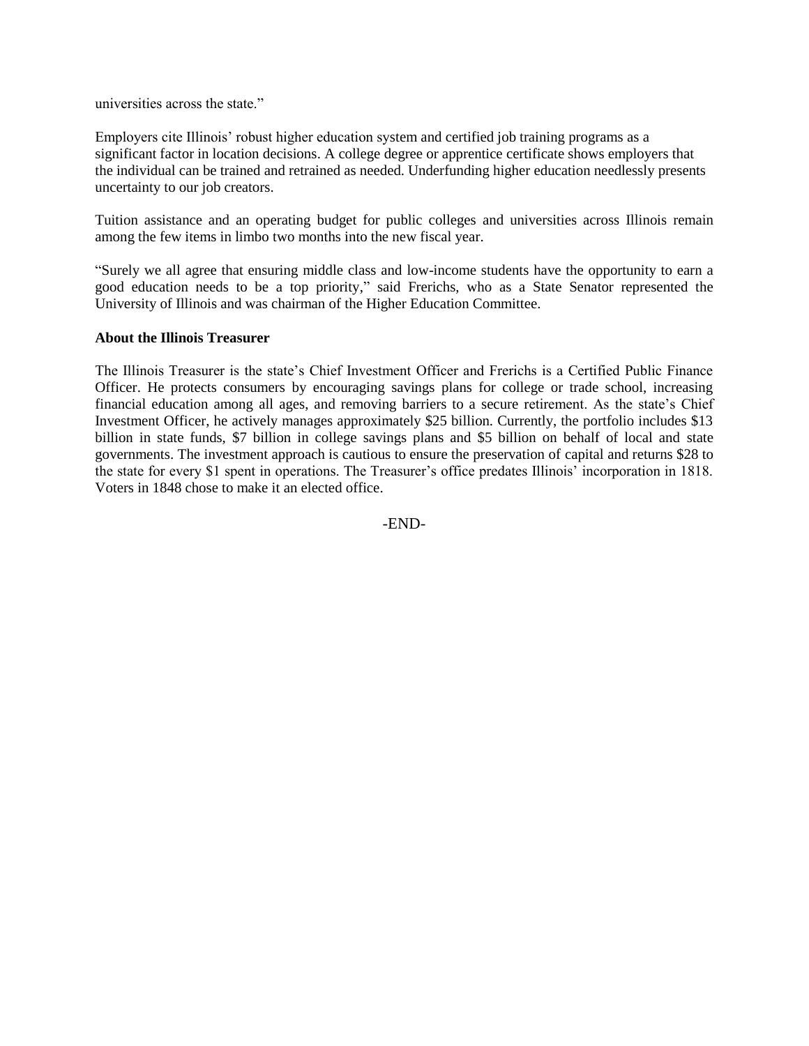universities across the state."

Employers cite Illinois' robust higher education system and certified job training programs as a significant factor in location decisions. A college degree or apprentice certificate shows employers that the individual can be trained and retrained as needed. Underfunding higher education needlessly presents uncertainty to our job creators.

Tuition assistance and an operating budget for public colleges and universities across Illinois remain among the few items in limbo two months into the new fiscal year.

"Surely we all agree that ensuring middle class and low-income students have the opportunity to earn a good education needs to be a top priority," said Frerichs, who as a State Senator represented the University of Illinois and was chairman of the Higher Education Committee.

**About the Illinois Treasurer**

The Illinois Treasurer is the state's Chief Investment Officer and Frerichs is a Certified Public Finance Officer. He protects consumers by encouraging savings plans for college or trade school, increasing financial education among all ages, and removing barriers to a secure retirement. As the state's Chief Investment Officer, he actively manages approximately $25 billion. Currently, the portfolio includes $13 billion in state funds, $7 billion in college savings plans and $5 billion on behalf of local and state governments. The investment approach is cautious to ensure the preservation of capital and returns $28 to the state for every $1 spent in operations. The Treasurer's office predates Illinois' incorporation in 1818. Voters in 1848 chose to make it an elected office.

-END-